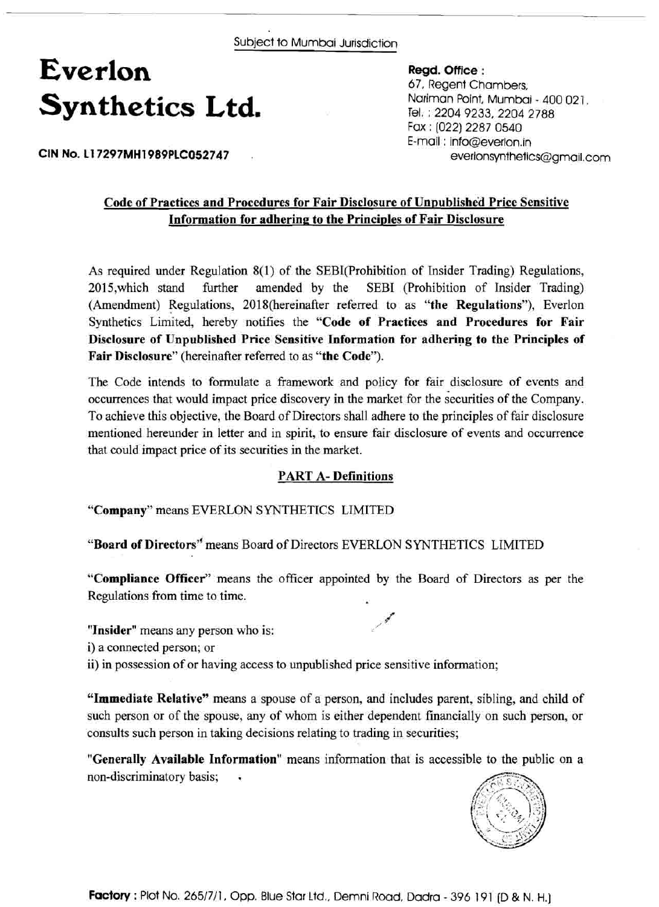Subject to Mumbai Jurisdiction

# Everlon Synthetics Ltd.

**CIN No. L17297MH1989PLC052747**

**Regd. Office :**
67, Regent Chambers,
Nariman Point, Mumbai - 400 021.
Tel. : 2204 9233, 2204 2788
Fax : (022) 2287 0540
E-mail : info@everlon.in
everlonsynthetics@gmail.com

## Code of Practices and Procedures for Fair Disclosure of Unpublished Price Sensitive Information for adhering to the Principles of Fair Disclosure

As required under Regulation 8(1) of the SEBI(Prohibition of Insider Trading) Regulations, 2015,which stand further amended by the SEBI (Prohibition of Insider Trading) (Amendment) Regulations, 2018(hereinafter referred to as "**the Regulations**"), Everlon Synthetics Limited, hereby notifies the "**Code of Practices and Procedures for Fair Disclosure of Unpublished Price Sensitive Information for adhering to the Principles of Fair Disclosure**" (hereinafter referred to as "**the Code**").

The Code intends to formulate a framework and policy for fair disclosure of events and occurrences that would impact price discovery in the market for the securities of the Company. To achieve this objective, the Board of Directors shall adhere to the principles of fair disclosure mentioned hereunder in letter and in spirit, to ensure fair disclosure of events and occurrence that could impact price of its securities in the market.

### PART A- Definitions

"**Company**" means EVERLON SYNTHETICS LIMITED

"**Board of Directors**" means Board of Directors EVERLON SYNTHETICS LIMITED

"**Compliance Officer**" means the officer appointed by the Board of Directors as per the Regulations from time to time.

"**Insider**" means any person who is:
i) a connected person; or
ii) in possession of or having access to unpublished price sensitive information;

"**Immediate Relative**" means a spouse of a person, and includes parent, sibling, and child of such person or of the spouse, any of whom is either dependent financially on such person, or consults such person in taking decisions relating to trading in securities;

"**Generally Available Information**" means information that is accessible to the public on a non-discriminatory basis;

**Factory** : Plot No. 265/7/1, Opp. Blue Star Ltd., Demni Road, Dadra - 396 191 (D & N. H.)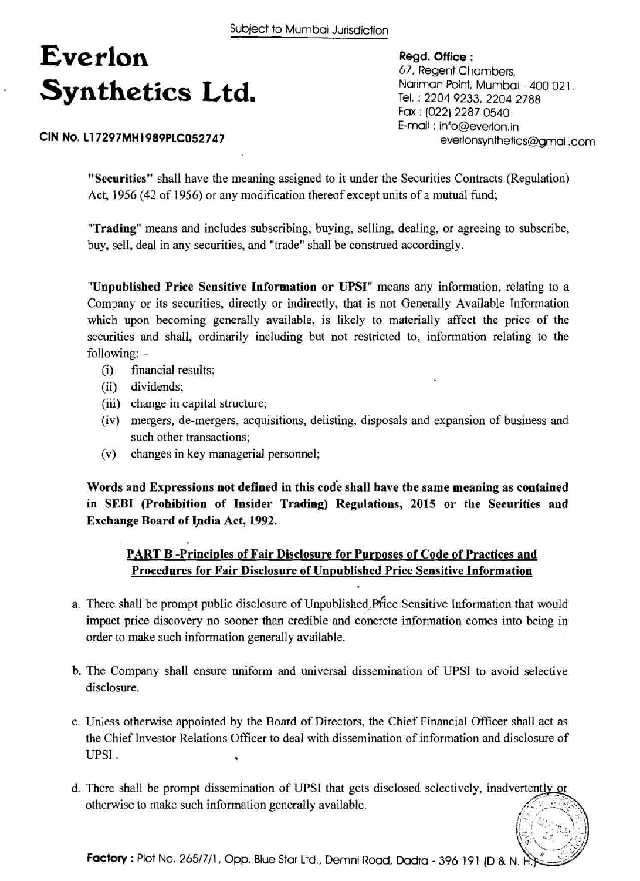"**Securities**" shall have the meaning assigned to it under the Securities Contracts (Regulation) Act, 1956 (42 of 1956) or any modification thereof except units of a mutual fund;

"**Trading**" means and includes subscribing, buying, selling, dealing, or agreeing to subscribe, buy, sell, deal in any securities, and "trade" shall be construed accordingly.

"**Unpublished Price Sensitive Information or UPSI**" means any information, relating to a Company or its securities, directly or indirectly, that is not Generally Available Information which upon becoming generally available, is likely to materially affect the price of the securities and shall, ordinarily including but not restricted to, information relating to the following: –

(i) financial results;
(ii) dividends;
(iii) change in capital structure;
(iv) mergers, de-mergers, acquisitions, delisting, disposals and expansion of business and such other transactions;
(v) changes in key managerial personnel;

**Words and Expressions not defined in this code shall have the same meaning as contained in SEBI (Prohibition of Insider Trading) Regulations, 2015 or the Securities and Exchange Board of India Act, 1992.**

## PART B -Principles of Fair Disclosure for Purposes of Code of Practices and Procedures for Fair Disclosure of Unpublished Price Sensitive Information

a. There shall be prompt public disclosure of Unpublished Price Sensitive Information that would impact price discovery no sooner than credible and concrete information comes into being in order to make such information generally available.

b. The Company shall ensure uniform and universal dissemination of UPSI to avoid selective disclosure.

c. Unless otherwise appointed by the Board of Directors, the Chief Financial Officer shall act as the Chief Investor Relations Officer to deal with dissemination of information and disclosure of UPSI.

d. There shall be prompt dissemination of UPSI that gets disclosed selectively, inadvertently or otherwise to make such information generally available.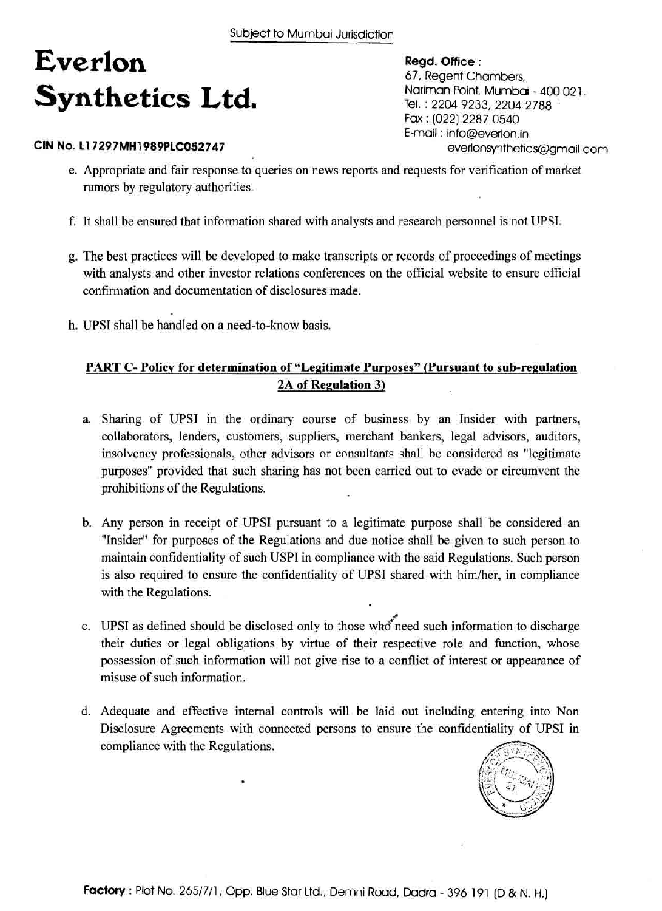e. Appropriate and fair response to queries on news reports and requests for verification of market rumors by regulatory authorities.

f. It shall be ensured that information shared with analysts and research personnel is not UPSI.

g. The best practices will be developed to make transcripts or records of proceedings of meetings with analysts and other investor relations conferences on the official website to ensure official confirmation and documentation of disclosures made.

h. UPSI shall be handled on a need-to-know basis.

**PART C- Policy for determination of "Legitimate Purposes" (Pursuant to sub-regulation 2A of Regulation 3)**

a. Sharing of UPSI in the ordinary course of business by an Insider with partners, collaborators, lenders, customers, suppliers, merchant bankers, legal advisors, auditors, insolvency professionals, other advisors or consultants shall be considered as "legitimate purposes" provided that such sharing has not been carried out to evade or circumvent the prohibitions of the Regulations.

b. Any person in receipt of UPSI pursuant to a legitimate purpose shall be considered an "Insider" for purposes of the Regulations and due notice shall be given to such person to maintain confidentiality of such USPI in compliance with the said Regulations. Such person is also required to ensure the confidentiality of UPSI shared with him/her, in compliance with the Regulations.

c. UPSI as defined should be disclosed only to those who need such information to discharge their duties or legal obligations by virtue of their respective role and function, whose possession of such information will not give rise to a conflict of interest or appearance of misuse of such information.

d. Adequate and effective internal controls will be laid out including entering into Non Disclosure Agreements with connected persons to ensure the confidentiality of UPSI in compliance with the Regulations.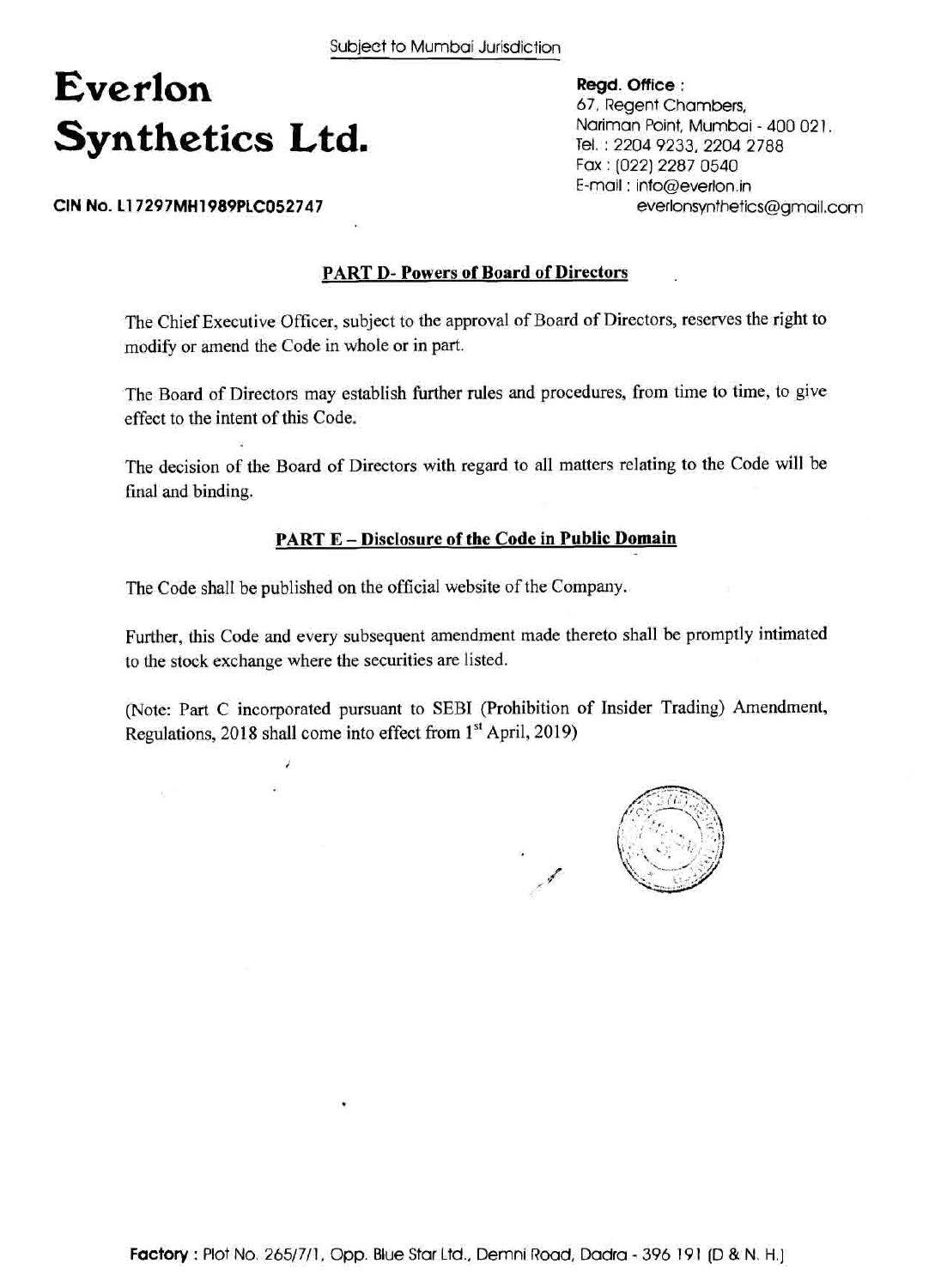Subject to Mumbai Jurisdiction

# Everlon Synthetics Ltd.

**CIN No. L17297MH1989PLC052747**

**Regd. Office :**
67, Regent Chambers,
Nariman Point, Mumbai - 400 021.
Tel. : 2204 9233, 2204 2788
Fax : (022) 2287 0540
E-mail : info@everlon.in
everlonsynthetics@gmail.com

## PART D- Powers of Board of Directors

The Chief Executive Officer, subject to the approval of Board of Directors, reserves the right to modify or amend the Code in whole or in part.

The Board of Directors may establish further rules and procedures, from time to time, to give effect to the intent of this Code.

The decision of the Board of Directors with regard to all matters relating to the Code will be final and binding.

## PART E – Disclosure of the Code in Public Domain

The Code shall be published on the official website of the Company.

Further, this Code and every subsequent amendment made thereto shall be promptly intimated to the stock exchange where the securities are listed.

(Note: Part C incorporated pursuant to SEBI (Prohibition of Insider Trading) Amendment, Regulations, 2018 shall come into effect from 1st April, 2019)

**Factory** : Plot No. 265/7/1, Opp. Blue Star Ltd., Demni Road, Dadra - 396 191 (D & N. H.)